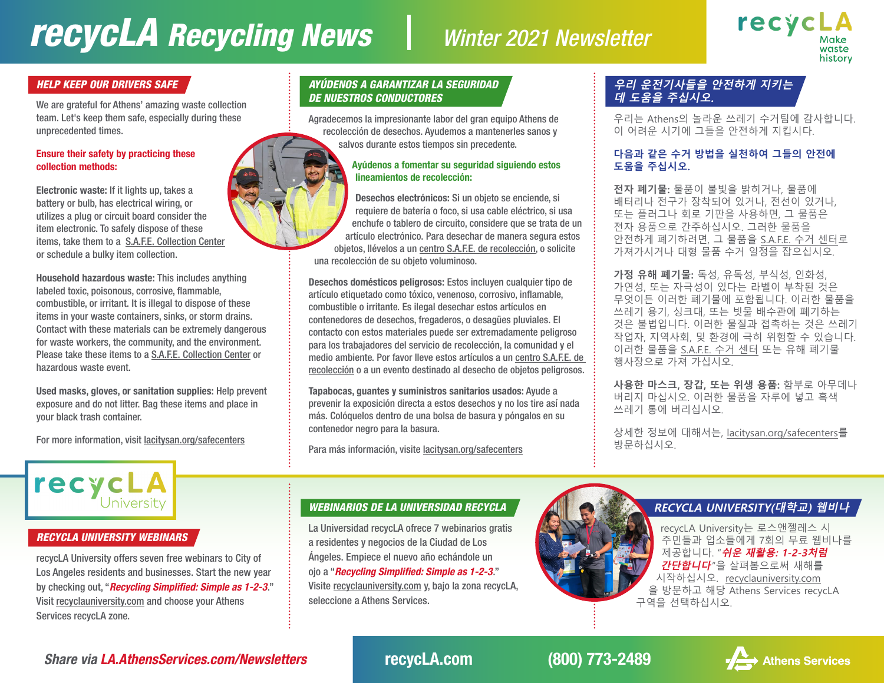# recycLA Recycling News | Winter 2021 Newsletter

recycLA Make waste history

## HELP KEEP OUR DRIVERS SAFE

We are grateful for Athens' amazing waste collection team. Let's keep them safe, especially during these unprecedented times.

**Ensure their safety by practicing these collection methods:**

**Electronic waste:** If it lights up, takes a battery or bulb, has electrical wiring, or utilizes a plug or circuit board consider the item electronic. To safely dispose of these items, take them to a S.A.F.E. Collection Center or schedule a bulky item collection.

**Household hazardous waste:** This includes anything labeled toxic, poisonous, corrosive, flammable, combustible, or irritant. It is illegal to dispose of these items in your waste containers, sinks, or storm drains. Contact with these materials can be extremely dangerous for waste workers, the community, and the environment. Please take these items to a S.A.F.E. Collection Center or hazardous waste event.

**Used masks, gloves, or sanitation supplies:** Help prevent exposure and do not litter. Bag these items and place in your black trash container.

For more information, visit lacitysan.org/safecenters

## AYÚDENOS A GARANTIZAR LA SEGURIDAD DE NUESTROS CONDUCTORES

Agradecemos la impresionante labor del gran equipo Athens de recolección de desechos. Ayudemos a mantenerles sanos y salvos durante estos tiempos sin precedente.

**Ayúdenos a fomentar su seguridad siguiendo estos lineamientos de recolección:**

**Desechos electrónicos:** Si un objeto se enciende, si requiere de batería o foco, si usa cable eléctrico, si usa enchufe o tablero de circuito, considere que se trata de un artículo electrónico. Para desechar de manera segura estos objetos, llévelos a un centro S.A.F.E. de recolección, o solicite una recolección de su objeto voluminoso.

**Desechos domésticos peligrosos:** Estos incluyen cualquier tipo de artículo etiquetado como tóxico, venenoso, corrosivo, inflamable, combustible o irritante. Es ilegal desechar estos artículos en contenedores de desechos, fregaderos, o desagües pluviales. El contacto con estos materiales puede ser extremadamente peligroso para los trabajadores del servicio de recolección, la comunidad y el medio ambiente. Por favor lleve estos artículos a un centro S.A.F.E. de recolección o a un evento destinado al desecho de objetos peligrosos.

**Tapabocas, guantes y suministros sanitarios usados:** Ayude a prevenir la exposición directa a estos desechos y no los tire así nada más. Colóquelos dentro de una bolsa de basura y póngalos en su contenedor negro para la basura.

Para más información, visite lacitysan.org/safecenters

## 우리 운전기사들을 안전하게 지키는 데 도움을 주십시오.

우리는 Athens의 놀라운 쓰레기 수거팀에 감사합니다. 이 어려운 시기에 그들을 안전하게 지킵시다.

**다음과 같은 수거 방법을 실천하여 그들의 안전에 도움을 주십시오.**

**전자 폐기물:** 물품이 불빛을 밝히거나, 물품에 배터리나 전구가 장착되어 있거나, 전선이 있거나, 또는 플러그나 회로 기판을 사용하면, 그 물품은 전자 용품으로 간주하십시오. 그러한 물품을 안전하게 폐기하려면, 그 물품을 S.A.F.E. 수거 센터로 가져가시거나 대형 물품 수거 일정을 잡으십시오.

**가정 유해 폐기물:** 독성, 유독성, 부식성, 인화성, 가연성, 또는 자극성이 있다는 라벨이 부착된 것은 무엇이든 이러한 폐기물에 포함됩니다. 이러한 물품을 쓰레기 용기, 싱크대, 또는 빗물 배수관에 폐기하는 것은 불법입니다. 이러한 물질과 접촉하는 것은 쓰레기 작업자, 지역사회, 및 환경에 극히 위험할 수 있습니다. 이러한 물품을 S.A.F.E. 수거 센터 또는 유해 폐기물 행사장으로 가져 가십시오.

**사용한 마스크, 장갑, 또는 위생 용품:** 함부로 아무데나 버리지 마십시오. 이러한 물품을 자루에 넣고 흑색 쓰레기 통에 버리십시오.

상세한 정보에 대해서는, lacitysan.org/safecenters를 방문하십시오.

recycLA University

## RECYCLA UNIVERSITY WEBINARS

recycLA University offers seven free webinars to City of Los Angeles residents and businesses. Start the new year by checking out, "***Recycling Simplified: Simple as 1-2-3***." Visit recyclauniversity.com and choose your Athens Services recycLA zone.

## WEBINARIOS DE LA UNIVERSIDAD RECYCLA

La Universidad recycLA ofrece 7 webinarios gratis a residentes y negocios de la Ciudad de Los Ángeles. Empiece el nuevo año echándole un ojo a "***Recycling Simplified: Simple as 1-2-3***." Visite recyclauniversity.com y, bajo la zona recycLA, seleccione a Athens Services.

## RECYCLA UNIVERSITY(대학교) 웹비나

recycLA University는 로스앤젤레스 시 주민들과 업소들에게 7회의 무료 웨비나를 제공합니다. "***쉬운 재활용: 1-2-3처럼 간단합니다***"을 살펴봄으로써 새해를 시작하십시오. recyclauniversity.com 을 방문하고 해당 Athens Services recycLA 구역을 선택하십시오.

Share via *LA.AthensServices.com/Newsletters* | recycLA.com | (800) 773-2489 | Athens Services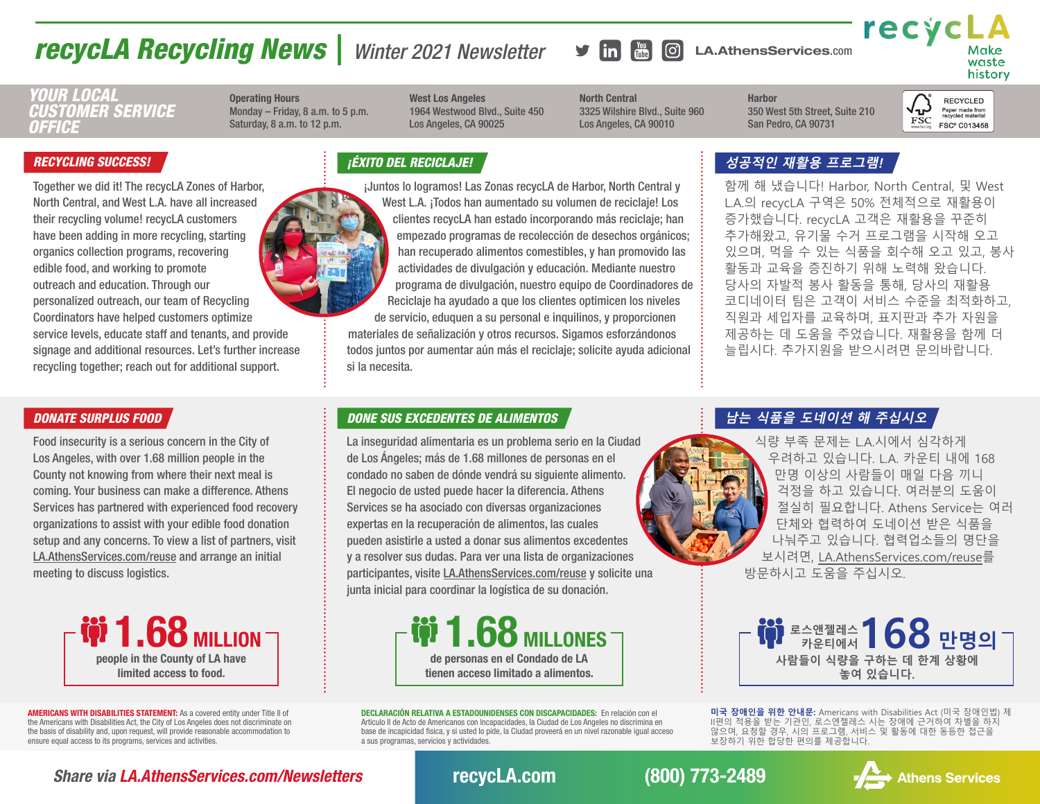# recycLA Recycling News | Winter 2021 Newsletter

LA.AthensServices.com

recycLA — Make waste history

**YOUR LOCAL CUSTOMER SERVICE OFFICE**

**Operating Hours**
Monday – Friday, 8 a.m. to 5 p.m.
Saturday, 8 a.m. to 12 p.m.

**West Los Angeles**
1964 Westwood Blvd., Suite 450
Los Angeles, CA 90025

**North Central**
3325 Wilshire Blvd., Suite 960
Los Angeles, CA 90010

**Harbor**
350 West 5th Street, Suite 210
San Pedro, CA 90731

RECYCLED Paper made from recycled material FSC® C013458

## RECYCLING SUCCESS!

Together we did it! The recycLA Zones of Harbor, North Central, and West L.A. have all increased their recycling volume! recycLA customers have been adding in more recycling, starting organics collection programs, recovering edible food, and working to promote outreach and education. Through our personalized outreach, our team of Recycling Coordinators have helped customers optimize service levels, educate staff and tenants, and provide signage and additional resources. Let's further increase recycling together; reach out for additional support.

## ¡ÉXITO DEL RECICLAJE!

¡Juntos lo logramos! Las Zonas recycLA de Harbor, North Central y West L.A. ¡Todos han aumentado su volumen de reciclaje! Los clientes recycLA han estado incorporando más reciclaje; han empezado programas de recolección de desechos orgánicos; han recuperado alimentos comestibles, y han promovido las actividades de divulgación y educación. Mediante nuestro programa de divulgación, nuestro equipo de Coordinadores de Reciclaje ha ayudado a que los clientes optimicen los niveles de servicio, eduquen a su personal e inquilinos, y proporcionen materiales de señalización y otros recursos. Sigamos esforzándonos todos juntos por aumentar aún más el reciclaje; solicite ayuda adicional si la necesita.

## 성공적인 재활용 프로그램!

함께 해 냈습니다! Harbor, North Central, 및 West L.A.의 recycLA 구역은 50% 전체적으로 재활용이 증가했습니다. recycLA 고객은 재활용을 꾸준히 추가해왔고, 유기물 수거 프로그램을 시작해 오고 있으며, 먹을 수 있는 식품을 회수해 오고 있고, 봉사 활동과 교육을 증진하기 위해 노력해 왔습니다. 당사의 자발적 봉사 활동을 통해, 당사의 재활용 코디네이터 팀은 고객이 서비스 수준을 최적화하고, 직원과 세입자를 교육하며, 표지판과 추가 자원을 제공하는 데 도움을 주었습니다. 재활용을 함께 더 늘립시다. 추가지원을 받으시려면 문의바랍니다.

## DONATE SURPLUS FOOD

Food insecurity is a serious concern in the City of Los Angeles, with over 1.68 million people in the County not knowing from where their next meal is coming. Your business can make a difference. Athens Services has partnered with experienced food recovery organizations to assist with your edible food donation setup and any concerns. To view a list of partners, visit LA.AthensServices.com/reuse and arrange an initial meeting to discuss logistics.

**1.68 MILLION** people in the County of LA have limited access to food.

## DONE SUS EXCEDENTES DE ALIMENTOS

La inseguridad alimentaria es un problema serio en la Ciudad de Los Ángeles; más de 1.68 millones de personas en el condado no saben de dónde vendrá su siguiente alimento. El negocio de usted puede hacer la diferencia. Athens Services se ha asociado con diversas organizaciones expertas en la recuperación de alimentos, las cuales pueden asistirle a usted a donar sus alimentos excedentes y a resolver sus dudas. Para ver una lista de organizaciones participantes, visite LA.AthensServices.com/reuse y solicite una junta inicial para coordinar la logística de su donación.

**1.68 MILLONES** de personas en el Condado de LA tienen acceso limitado a alimentos.

## 남는 식품을 도네이션 해 주십시오

식량 부족 문제는 L.A.시에서 심각하게 우려하고 있습니다. L.A. 카운티 내에 168 만명 이상의 사람들이 매일 다음 끼니 걱정을 하고 있습니다. 여러분의 도움이 절실히 필요합니다. Athens Service는 여러 단체와 협력하여 도네이션 받은 식품을 나눠주고 있습니다. 협력업소들의 명단을 보시려면, LA.AthensServices.com/reuse를 방문하시고 도움을 주십시오.

**로스앤젤레스 카운티에서 168 만명의** 사람들이 식량을 구하는 데 한계 상황에 놓여 있습니다.

**AMERICANS WITH DISABILITIES STATEMENT:** As a covered entity under Title II of the Americans with Disabilities Act, the City of Los Angeles does not discriminate on the basis of disability and, upon request, will provide reasonable accommodation to ensure equal access to its programs, services and activities.

**DECLARACIÓN RELATIVA A ESTADOUNIDENSES CON DISCAPACIDADES:** En relación con el Artículo II de Acto de Americanos con Incapacidades, la Ciudad de Los Ángeles no discrimina en base de incapacidad física, y si usted lo pide, la Ciudad proveerá en un nivel razonable igual acceso a sus programas, servicios y actividades.

**미국 장애인을 위한 안내문:** Americans with Disabilities Act (미국 장애인법) 제 II편의 적용을 받는 기관인, 로스앤젤레스 시는 장애에 근거하여 차별을 하지 않으며, 요청할 경우, 시의 프로그램, 서비스 및 활동에 대한 동등한 접근을 보장하기 위한 합당한 편의를 제공합니다.

Share via LA.AthensServices.com/Newsletters

recycLA.com | (800) 773-2489 | Athens Services